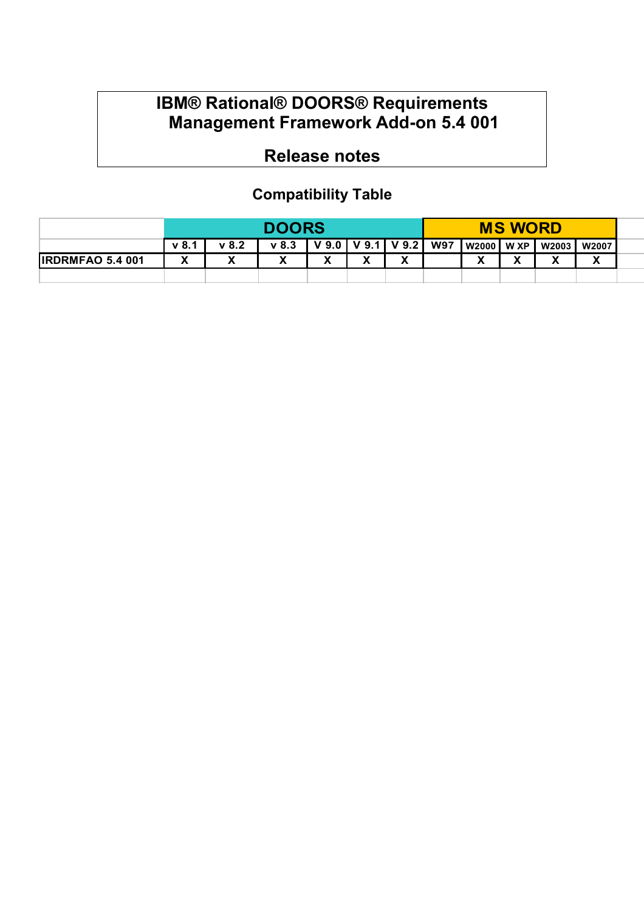# IBM® Rational® DOORS® Requirements Management Framework Add-on 5.4 001

## Release notes

### Compatibility Table

| | DOORS | | | | | | MS WORD | | | | |
|---|---|---|---|---|---|---|---|---|---|---|---|
| | v 8.1 | v 8.2 | v 8.3 | V 9.0 | V 9.1 | V 9.2 | W97 | W2000 | W XP | W2003 | W2007 |
| IRDRMFAO 5.4 001 | X | X | X | X | X | X | | X | X | X | X |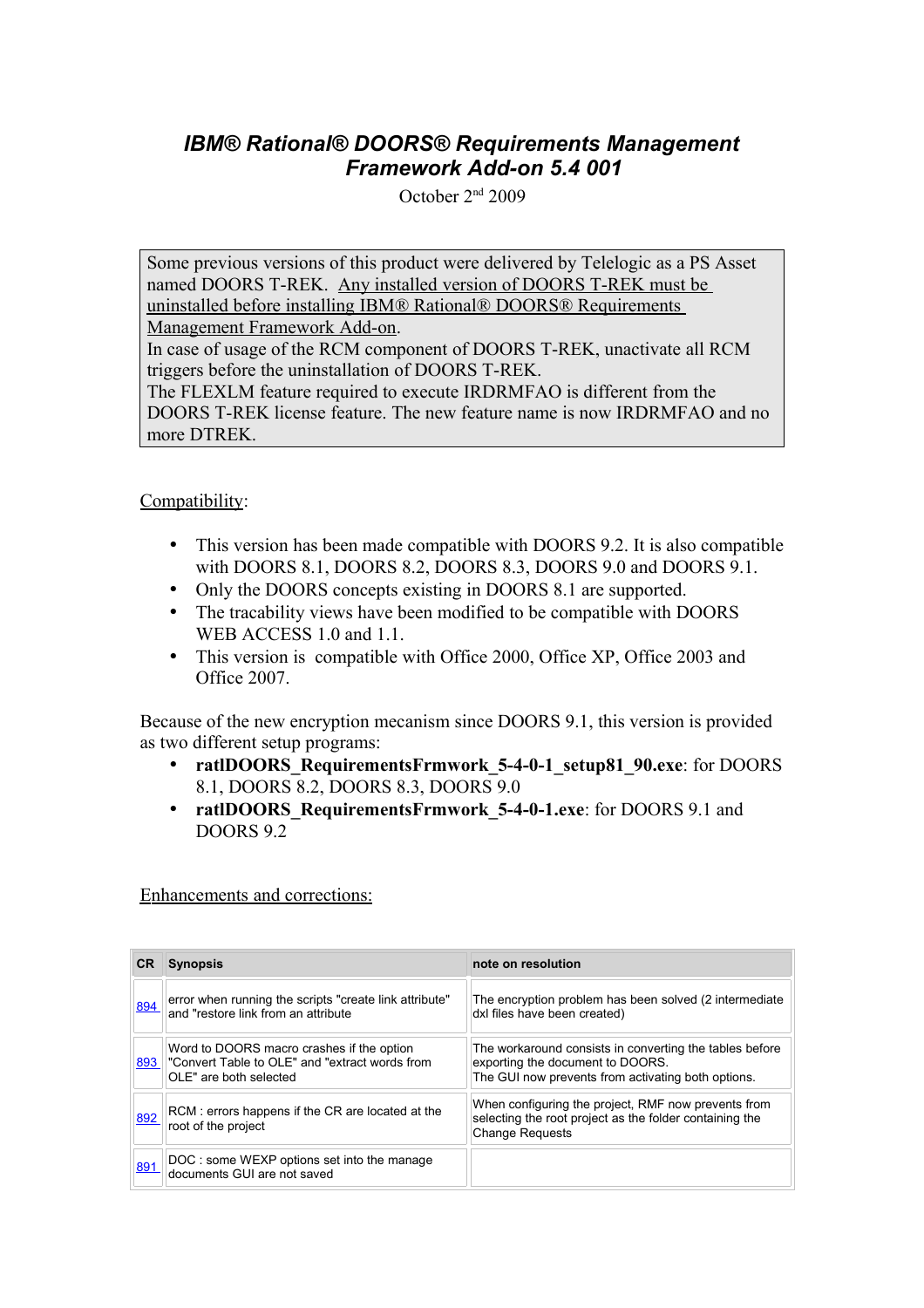# *IBM® Rational® DOORS® Requirements Management Framework Add-on 5.4 001*

October 2nd 2009

> Some previous versions of this product were delivered by Telelogic as a PS Asset named DOORS T-REK. Any installed version of DOORS T-REK must be uninstalled before installing IBM® Rational® DOORS® Requirements Management Framework Add-on.
> In case of usage of the RCM component of DOORS T-REK, unactivate all RCM triggers before the uninstallation of DOORS T-REK.
> The FLEXLM feature required to execute IRDRMFAO is different from the DOORS T-REK license feature. The new feature name is now IRDRMFAO and no more DTREK.

Compatibility:

- This version has been made compatible with DOORS 9.2. It is also compatible with DOORS 8.1, DOORS 8.2, DOORS 8.3, DOORS 9.0 and DOORS 9.1.
- Only the DOORS concepts existing in DOORS 8.1 are supported.
- The tracability views have been modified to be compatible with DOORS WEB ACCESS 1.0 and 1.1.
- This version is compatible with Office 2000, Office XP, Office 2003 and Office 2007.

Because of the new encryption mecanism since DOORS 9.1, this version is provided as two different setup programs:

- **ratlDOORS_RequirementsFrmwork_5-4-0-1_setup81_90.exe**: for DOORS 8.1, DOORS 8.2, DOORS 8.3, DOORS 9.0
- **ratlDOORS_RequirementsFrmwork_5-4-0-1.exe**: for DOORS 9.1 and DOORS 9.2

Enhancements and corrections:

| CR | Synopsis | note on resolution |
|---|---|---|
| 894 | error when running the scripts "create link attribute" and "restore link from an attribute | The encryption problem has been solved (2 intermediate dxl files have been created) |
| 893 | Word to DOORS macro crashes if the option "Convert Table to OLE" and "extract words from OLE" are both selected | The workaround consists in converting the tables before exporting the document to DOORS.<br>The GUI now prevents from activating both options. |
| 892 | RCM : errors happens if the CR are located at the root of the project | When configuring the project, RMF now prevents from selecting the root project as the folder containing the Change Requests |
| 891 | DOC : some WEXP options set into the manage documents GUI are not saved | |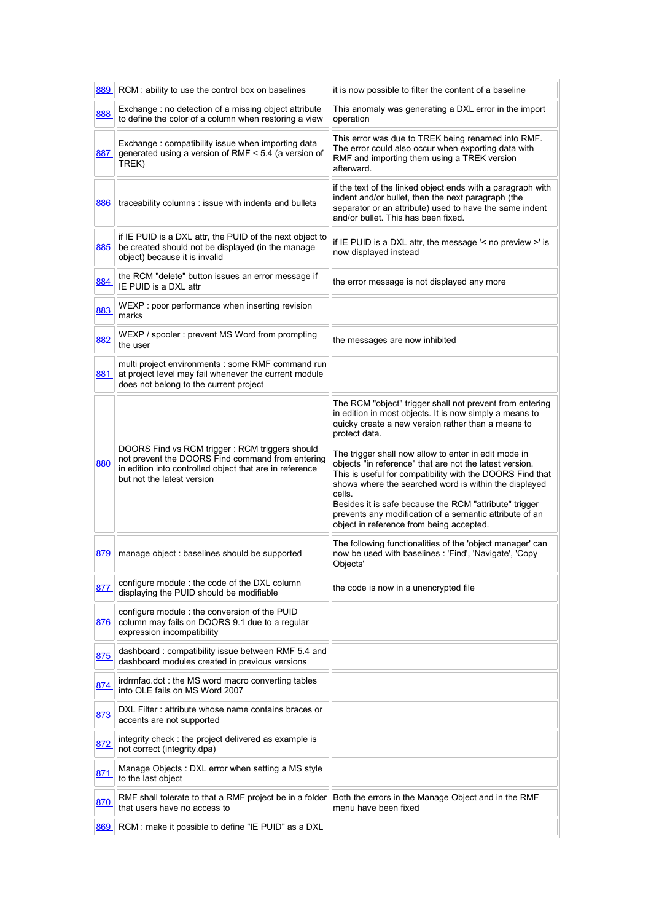| | | |
|---|---|---|
| 889 | RCM : ability to use the control box on baselines | it is now possible to filter the content of a baseline |
| 888 | Exchange : no detection of a missing object attribute to define the color of a column when restoring a view | This anomaly was generating a DXL error in the import operation |
| 887 | Exchange : compatibility issue when importing data generated using a version of RMF < 5.4 (a version of TREK) | This error was due to TREK being renamed into RMF. The error could also occur when exporting data with RMF and importing them using a TREK version afterward. |
| 886 | traceability columns : issue with indents and bullets | if the text of the linked object ends with a paragraph with indent and/or bullet, then the next paragraph (the separator or an attribute) used to have the same indent and/or bullet. This has been fixed. |
| 885 | if IE PUID is a DXL attr, the PUID of the next object to be created should not be displayed (in the manage object) because it is invalid | if IE PUID is a DXL attr, the message '< no preview >' is now displayed instead |
| 884 | the RCM "delete" button issues an error message if IE PUID is a DXL attr | the error message is not displayed any more |
| 883 | WEXP : poor performance when inserting revision marks | |
| 882 | WEXP / spooler : prevent MS Word from prompting the user | the messages are now inhibited |
| 881 | multi project environments : some RMF command run at project level may fail whenever the current module does not belong to the current project | |
| 880 | DOORS Find vs RCM trigger : RCM triggers should not prevent the DOORS Find command from entering in edition into controlled object that are in reference but not the latest version | The RCM "object" trigger shall not prevent from entering in edition in most objects. It is now simply a means to quicky create a new version rather than a means to protect data.<br><br>The trigger shall now allow to enter in edit mode in objects "in reference" that are not the latest version. This is useful for compatibility with the DOORS Find that shows where the searched word is within the displayed cells.<br>Besides it is safe because the RCM "attribute" trigger prevents any modification of a semantic attribute of an object in reference from being accepted. |
| 879 | manage object : baselines should be supported | The following functionalities of the 'object manager' can now be used with baselines : 'Find', 'Navigate', 'Copy Objects' |
| 877 | configure module : the code of the DXL column displaying the PUID should be modifiable | the code is now in a unencrypted file |
| 876 | configure module : the conversion of the PUID column may fails on DOORS 9.1 due to a regular expression incompatibility | |
| 875 | dashboard : compatibility issue between RMF 5.4 and dashboard modules created in previous versions | |
| 874 | irdrmfao.dot : the MS word macro converting tables into OLE fails on MS Word 2007 | |
| 873 | DXL Filter : attribute whose name contains braces or accents are not supported | |
| 872 | integrity check : the project delivered as example is not correct (integrity.dpa) | |
| 871 | Manage Objects : DXL error when setting a MS style to the last object | |
| 870 | RMF shall tolerate to that a RMF project be in a folder that users have no access to | Both the errors in the Manage Object and in the RMF menu have been fixed |
| 869 | RCM : make it possible to define "IE PUID" as a DXL | |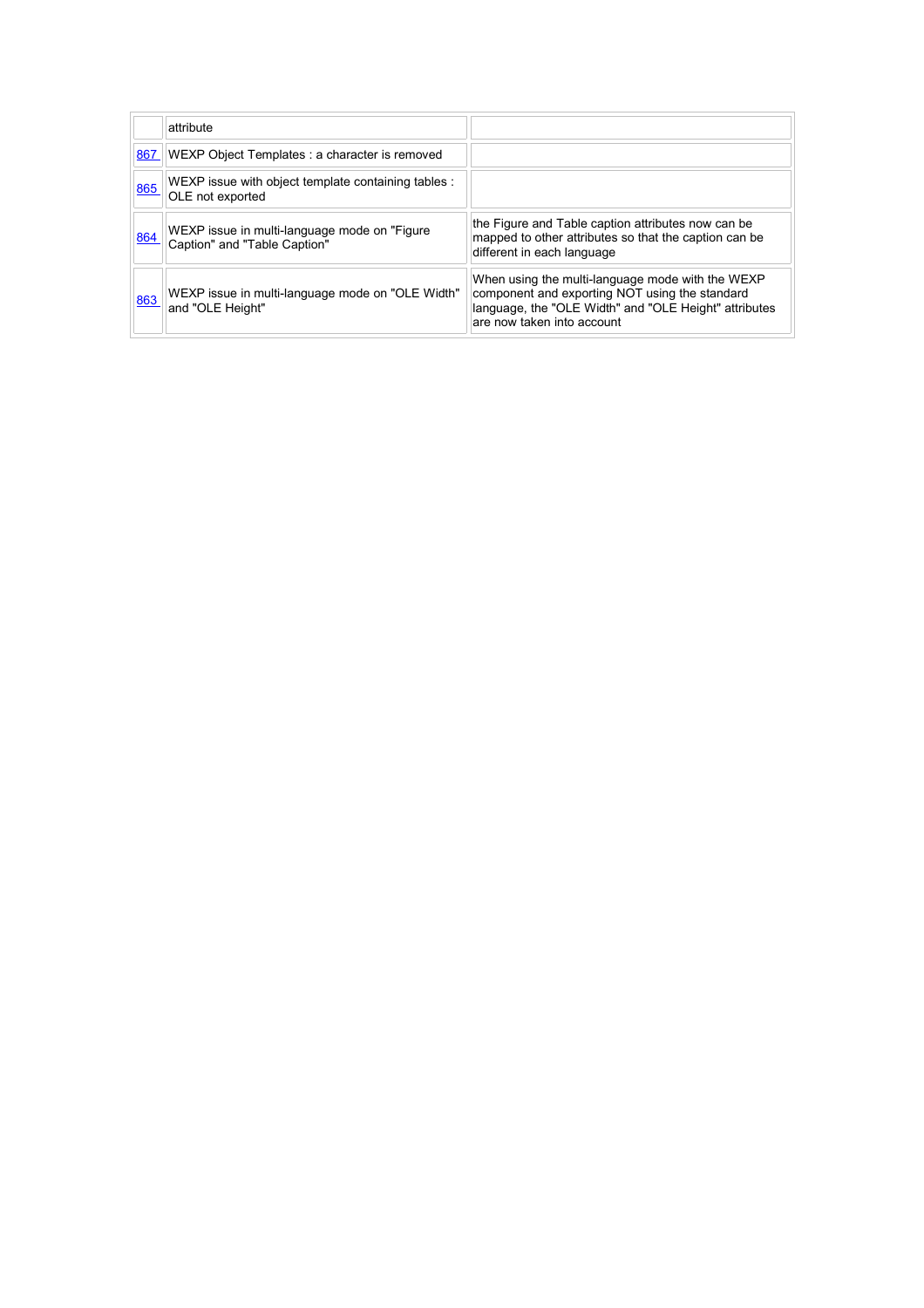| | | |
|---|---|---|
| | attribute | |
| 867 | WEXP Object Templates : a character is removed | |
| 865 | WEXP issue with object template containing tables : OLE not exported | |
| 864 | WEXP issue in multi-language mode on "Figure Caption" and "Table Caption" | the Figure and Table caption attributes now can be mapped to other attributes so that the caption can be different in each language |
| 863 | WEXP issue in multi-language mode on "OLE Width" and "OLE Height" | When using the multi-language mode with the WEXP component and exporting NOT using the standard language, the "OLE Width" and "OLE Height" attributes are now taken into account |